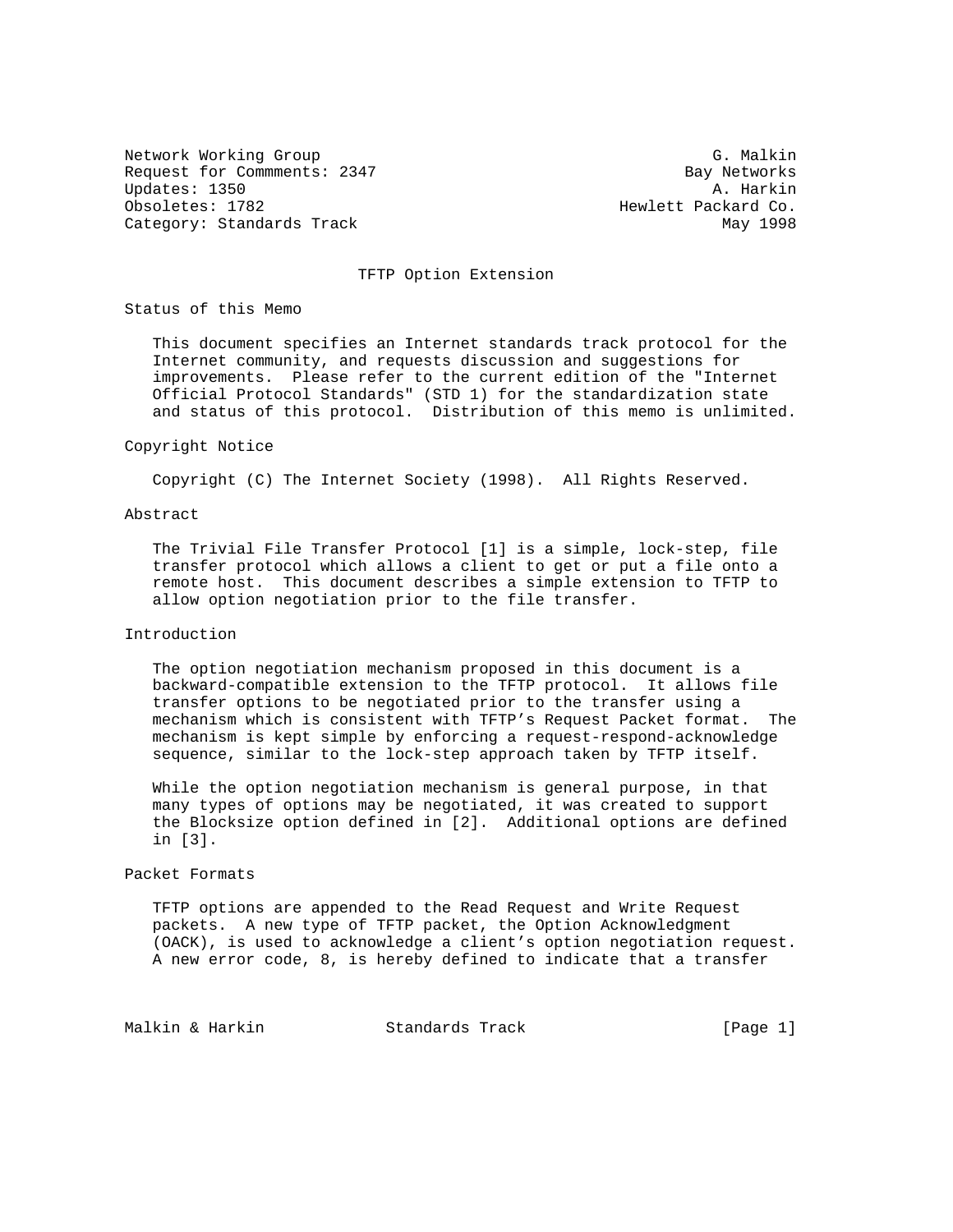Network Working Group G. Malkin
Request for Commments: 2347 Bay Networks
Updates: 1350 A. Harkin
Obsoletes: 1782 Hewlett Packard Co.
Category: Standards Track May 1998

# TFTP Option Extension

## Status of this Memo

This document specifies an Internet standards track protocol for the Internet community, and requests discussion and suggestions for improvements. Please refer to the current edition of the "Internet Official Protocol Standards" (STD 1) for the standardization state and status of this protocol. Distribution of this memo is unlimited.

## Copyright Notice

Copyright (C) The Internet Society (1998). All Rights Reserved.

## Abstract

The Trivial File Transfer Protocol [1] is a simple, lock-step, file transfer protocol which allows a client to get or put a file onto a remote host. This document describes a simple extension to TFTP to allow option negotiation prior to the file transfer.

## Introduction

The option negotiation mechanism proposed in this document is a backward-compatible extension to the TFTP protocol. It allows file transfer options to be negotiated prior to the transfer using a mechanism which is consistent with TFTP's Request Packet format. The mechanism is kept simple by enforcing a request-respond-acknowledge sequence, similar to the lock-step approach taken by TFTP itself.

While the option negotiation mechanism is general purpose, in that many types of options may be negotiated, it was created to support the Blocksize option defined in [2]. Additional options are defined in [3].

## Packet Formats

TFTP options are appended to the Read Request and Write Request packets. A new type of TFTP packet, the Option Acknowledgment (OACK), is used to acknowledge a client's option negotiation request. A new error code, 8, is hereby defined to indicate that a transfer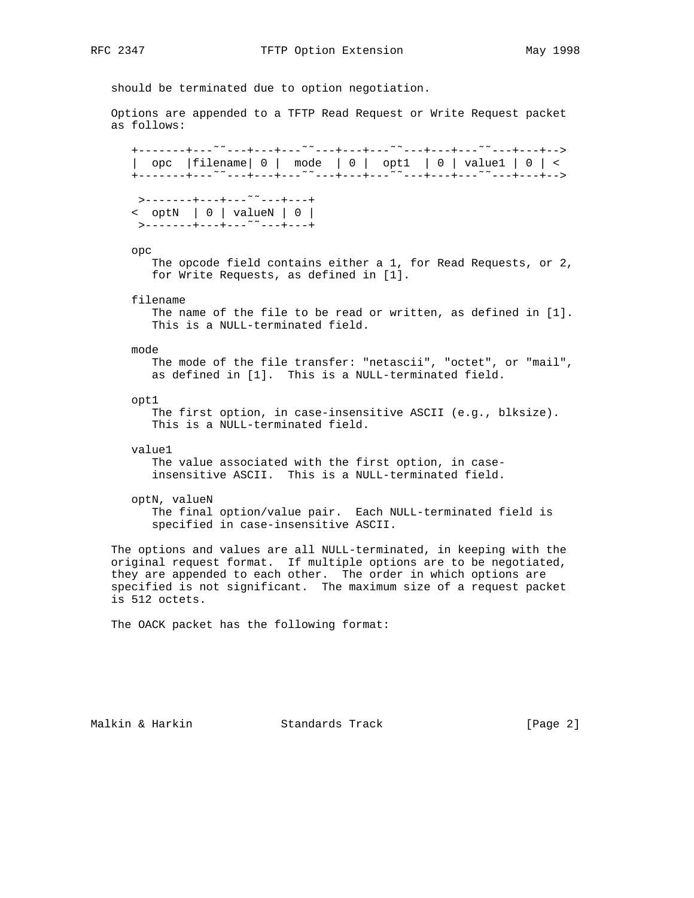should be terminated due to option negotiation.

Options are appended to a TFTP Read Request or Write Request packet as follows:

```
+-------+---~~---+---+---~~---+---+---~~---+---+---~~---+---+-->
|  opc  |filename| 0 |  mode  | 0 |  opt1  | 0 | value1 | 0 | <
+-------+---~~---+---+---~~---+---+---~~---+---+---~~---+---+-->

 >-------+---+---~~---+---+
<  optN  | 0 | valueN | 0 |
 >-------+---+---~~---+---+
```

opc
: The opcode field contains either a 1, for Read Requests, or 2, for Write Requests, as defined in [1].

filename
: The name of the file to be read or written, as defined in [1]. This is a NULL-terminated field.

mode
: The mode of the file transfer: "netascii", "octet", or "mail", as defined in [1]. This is a NULL-terminated field.

opt1
: The first option, in case-insensitive ASCII (e.g., blksize). This is a NULL-terminated field.

value1
: The value associated with the first option, in case-insensitive ASCII. This is a NULL-terminated field.

optN, valueN
: The final option/value pair. Each NULL-terminated field is specified in case-insensitive ASCII.

The options and values are all NULL-terminated, in keeping with the original request format. If multiple options are to be negotiated, they are appended to each other. The order in which options are specified is not significant. The maximum size of a request packet is 512 octets.

The OACK packet has the following format: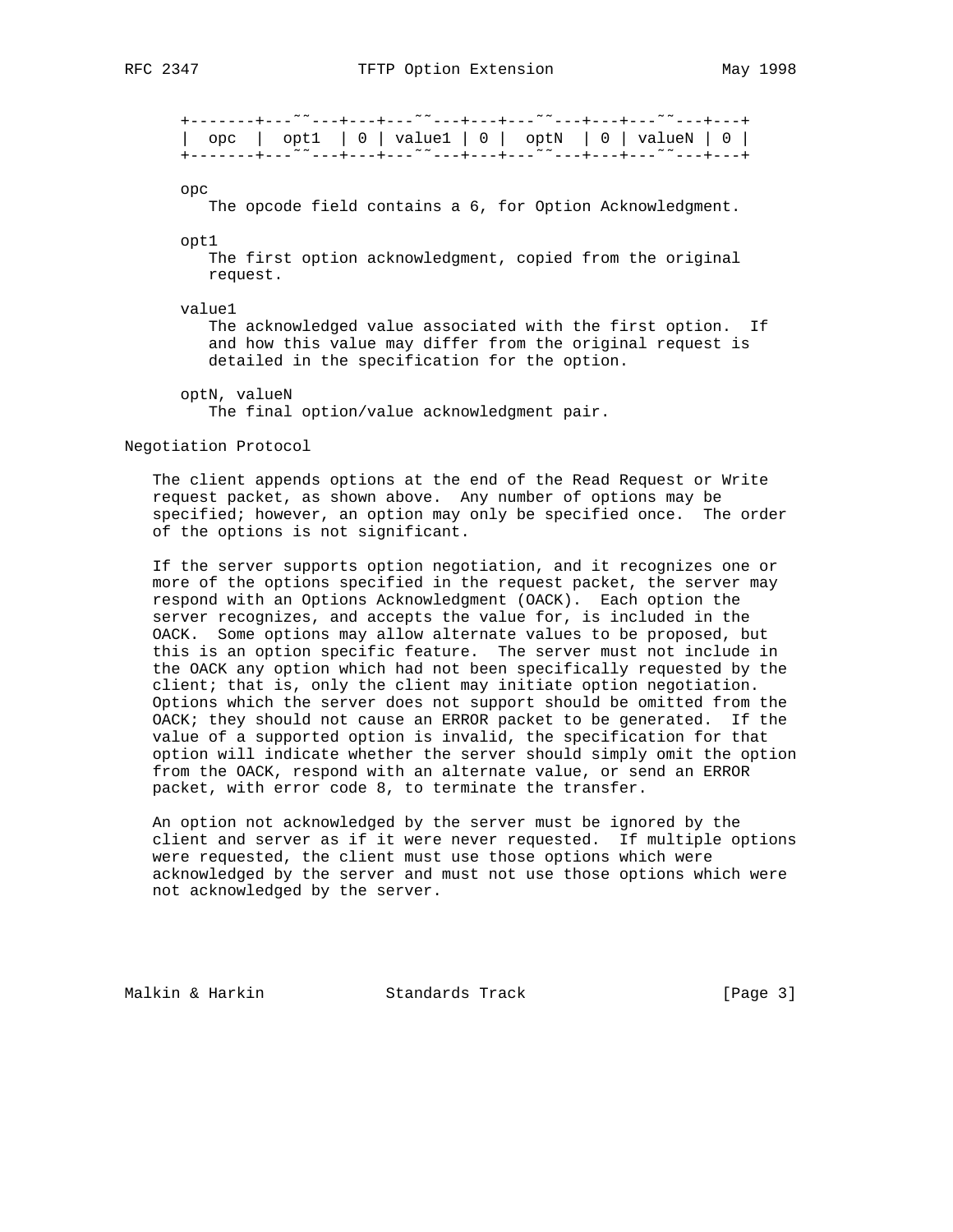```
+-------+---~~---+---+---~~---+---+---~~---+---+---~~---+---+
|  opc  |  opt1  | 0 | value1 | 0 |  optN  | 0 | valueN | 0 |
+-------+---~~---+---+---~~---+---+---~~---+---+---~~---+---+
```

opc
The opcode field contains a 6, for Option Acknowledgment.

opt1
The first option acknowledgment, copied from the original request.

value1
The acknowledged value associated with the first option. If and how this value may differ from the original request is detailed in the specification for the option.

optN, valueN
The final option/value acknowledgment pair.

## Negotiation Protocol

The client appends options at the end of the Read Request or Write request packet, as shown above. Any number of options may be specified; however, an option may only be specified once. The order of the options is not significant.

If the server supports option negotiation, and it recognizes one or more of the options specified in the request packet, the server may respond with an Options Acknowledgment (OACK). Each option the server recognizes, and accepts the value for, is included in the OACK. Some options may allow alternate values to be proposed, but this is an option specific feature. The server must not include in the OACK any option which had not been specifically requested by the client; that is, only the client may initiate option negotiation. Options which the server does not support should be omitted from the OACK; they should not cause an ERROR packet to be generated. If the value of a supported option is invalid, the specification for that option will indicate whether the server should simply omit the option from the OACK, respond with an alternate value, or send an ERROR packet, with error code 8, to terminate the transfer.

An option not acknowledged by the server must be ignored by the client and server as if it were never requested. If multiple options were requested, the client must use those options which were acknowledged by the server and must not use those options which were not acknowledged by the server.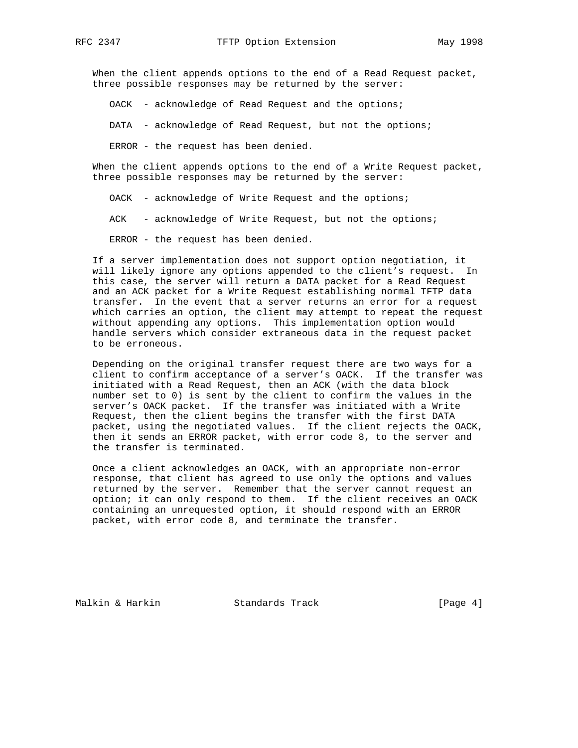When the client appends options to the end of a Read Request packet, three possible responses may be returned by the server:

- OACK - acknowledge of Read Request and the options;
- DATA - acknowledge of Read Request, but not the options;
- ERROR - the request has been denied.

When the client appends options to the end of a Write Request packet, three possible responses may be returned by the server:

- OACK - acknowledge of Write Request and the options;
- ACK - acknowledge of Write Request, but not the options;
- ERROR - the request has been denied.

If a server implementation does not support option negotiation, it will likely ignore any options appended to the client's request. In this case, the server will return a DATA packet for a Read Request and an ACK packet for a Write Request establishing normal TFTP data transfer. In the event that a server returns an error for a request which carries an option, the client may attempt to repeat the request without appending any options. This implementation option would handle servers which consider extraneous data in the request packet to be erroneous.

Depending on the original transfer request there are two ways for a client to confirm acceptance of a server's OACK. If the transfer was initiated with a Read Request, then an ACK (with the data block number set to 0) is sent by the client to confirm the values in the server's OACK packet. If the transfer was initiated with a Write Request, then the client begins the transfer with the first DATA packet, using the negotiated values. If the client rejects the OACK, then it sends an ERROR packet, with error code 8, to the server and the transfer is terminated.

Once a client acknowledges an OACK, with an appropriate non-error response, that client has agreed to use only the options and values returned by the server. Remember that the server cannot request an option; it can only respond to them. If the client receives an OACK containing an unrequested option, it should respond with an ERROR packet, with error code 8, and terminate the transfer.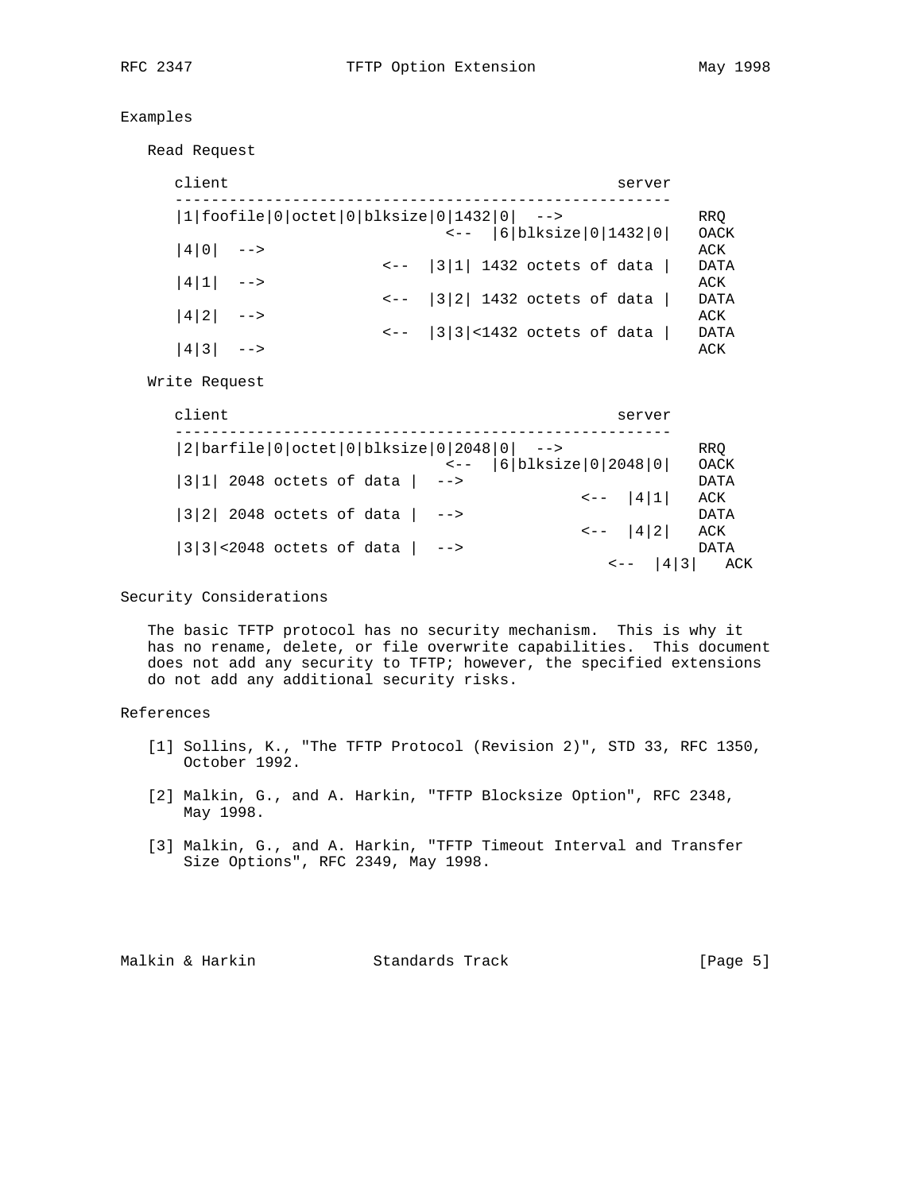## Examples

### Read Request

```
client                                           server
-------------------------------------------------------
|1|foofile|0|octet|0|blksize|0|1432|0|  -->               RRQ
                              <--  |6|blksize|0|1432|0|   OACK
|4|0|  -->                                                ACK
                       <--  |3|1| 1432 octets of data |   DATA
|4|1|  -->                                                ACK
                       <--  |3|2| 1432 octets of data |   DATA
|4|2|  -->                                                ACK
                       <--  |3|3|<1432 octets of data |   DATA
|4|3|  -->                                                ACK
```

### Write Request

```
client                                           server
-------------------------------------------------------
|2|barfile|0|octet|0|blksize|0|2048|0|  -->               RRQ
                              <--  |6|blksize|0|2048|0|   OACK
|3|1| 2048 octets of data |  -->                          DATA
                                             <--  |4|1|   ACK
|3|2| 2048 octets of data |  -->                          DATA
                                             <--  |4|2|   ACK
|3|3|<2048 octets of data |  -->                          DATA
                                                <--  |4|3|   ACK
```

## Security Considerations

The basic TFTP protocol has no security mechanism. This is why it has no rename, delete, or file overwrite capabilities. This document does not add any security to TFTP; however, the specified extensions do not add any additional security risks.

## References

[1] Sollins, K., "The TFTP Protocol (Revision 2)", STD 33, RFC 1350, October 1992.

[2] Malkin, G., and A. Harkin, "TFTP Blocksize Option", RFC 2348, May 1998.

[3] Malkin, G., and A. Harkin, "TFTP Timeout Interval and Transfer Size Options", RFC 2349, May 1998.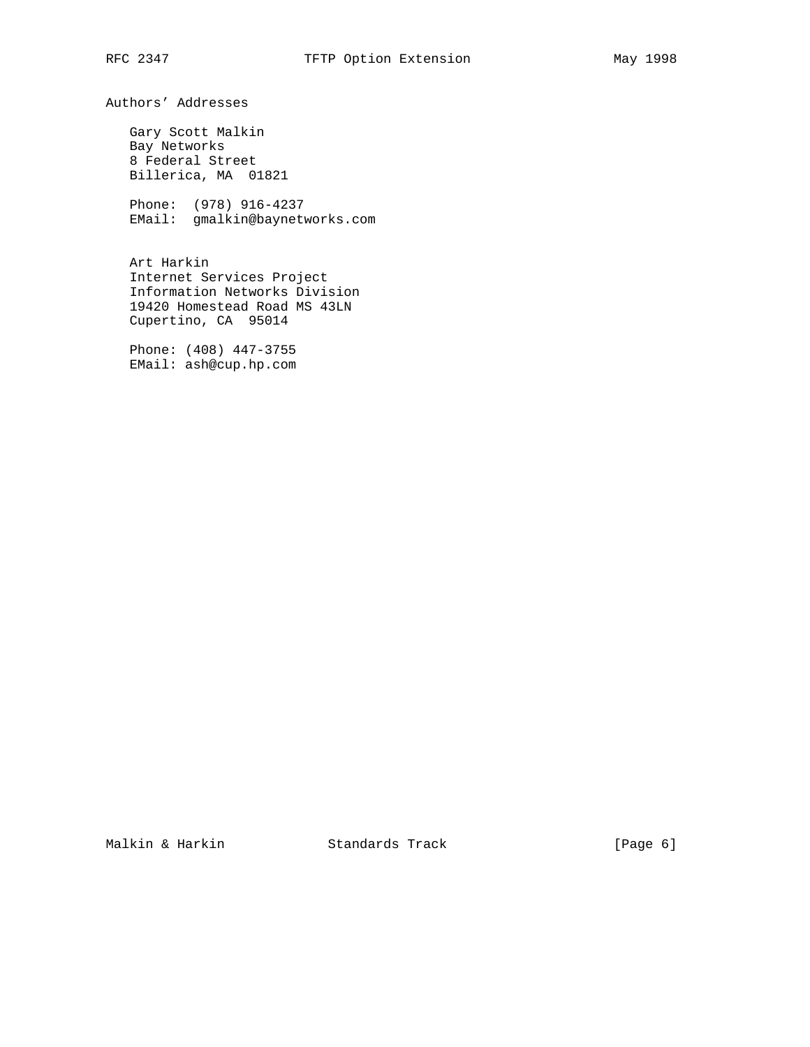## Authors' Addresses

Gary Scott Malkin
Bay Networks
8 Federal Street
Billerica, MA  01821

Phone:  (978) 916-4237
EMail:  gmalkin@baynetworks.com

Art Harkin
Internet Services Project
Information Networks Division
19420 Homestead Road MS 43LN
Cupertino, CA  95014

Phone: (408) 447-3755
EMail: ash@cup.hp.com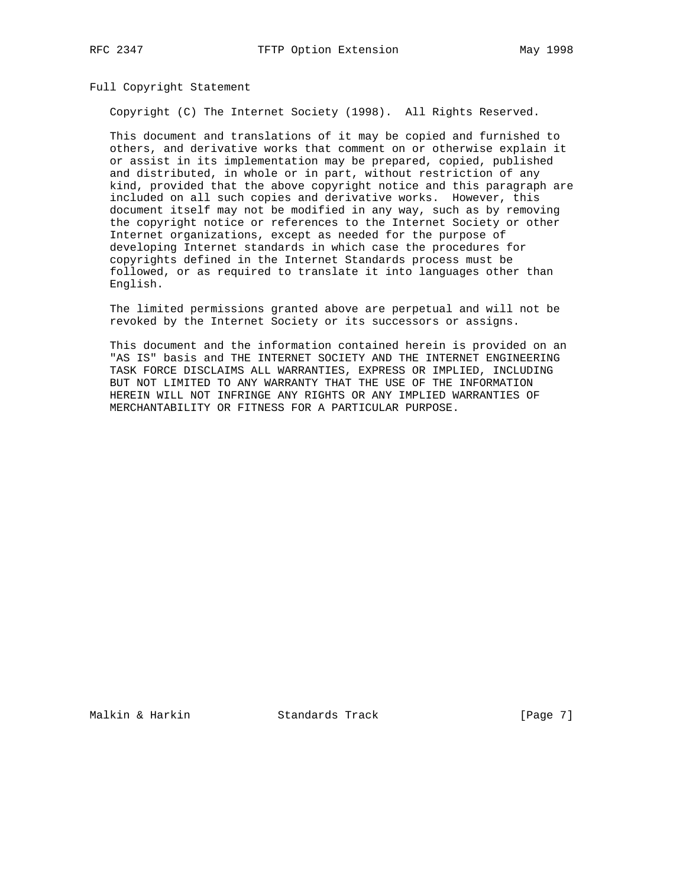## Full Copyright Statement

Copyright (C) The Internet Society (1998). All Rights Reserved.

This document and translations of it may be copied and furnished to others, and derivative works that comment on or otherwise explain it or assist in its implementation may be prepared, copied, published and distributed, in whole or in part, without restriction of any kind, provided that the above copyright notice and this paragraph are included on all such copies and derivative works. However, this document itself may not be modified in any way, such as by removing the copyright notice or references to the Internet Society or other Internet organizations, except as needed for the purpose of developing Internet standards in which case the procedures for copyrights defined in the Internet Standards process must be followed, or as required to translate it into languages other than English.

The limited permissions granted above are perpetual and will not be revoked by the Internet Society or its successors or assigns.

This document and the information contained herein is provided on an "AS IS" basis and THE INTERNET SOCIETY AND THE INTERNET ENGINEERING TASK FORCE DISCLAIMS ALL WARRANTIES, EXPRESS OR IMPLIED, INCLUDING BUT NOT LIMITED TO ANY WARRANTY THAT THE USE OF THE INFORMATION HEREIN WILL NOT INFRINGE ANY RIGHTS OR ANY IMPLIED WARRANTIES OF MERCHANTABILITY OR FITNESS FOR A PARTICULAR PURPOSE.